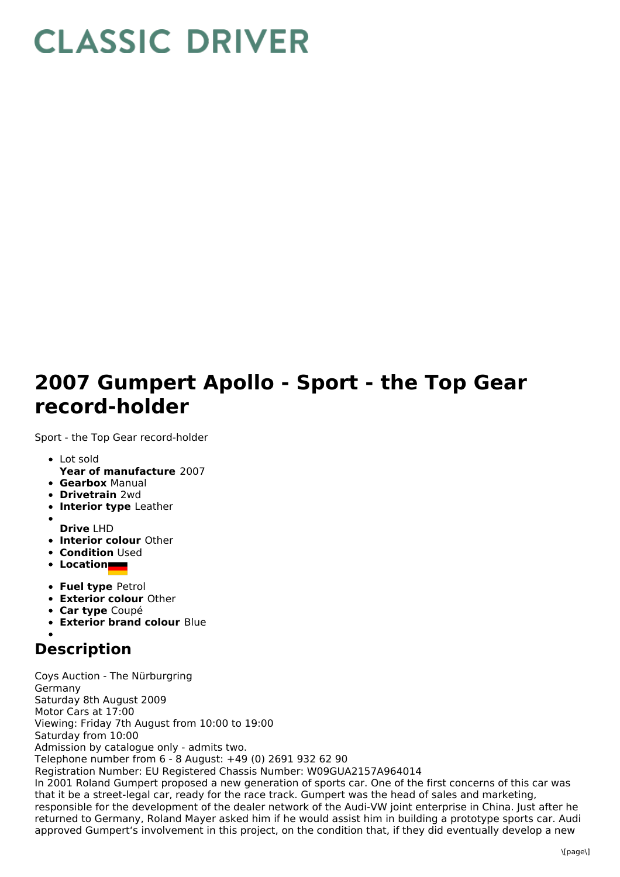# CLASSIC DRIVER

# 2007 Gumpert Apollo - Sport - the Top Gear record-holder

Sport - the Top Gear record-holder

- Lot sold
  **Year of manufacture** 2007
- **Gearbox** Manual
- **Drivetrain** 2wd
- **Interior type** Leather
- 
  **Drive** LHD
- **Interior colour** Other
- **Condition** Used
- **Location**
- **Fuel type** Petrol
- **Exterior colour** Other
- **Car type** Coupé
- **Exterior brand colour** Blue
- 

## Description

Coys Auction - The Nürburgring
Germany
Saturday 8th August 2009
Motor Cars at 17:00
Viewing: Friday 7th August from 10:00 to 19:00
Saturday from 10:00
Admission by catalogue only - admits two.
Telephone number from 6 - 8 August: +49 (0) 2691 932 62 90
Registration Number: EU Registered Chassis Number: W09GUA2157A964014
In 2001 Roland Gumpert proposed a new generation of sports car. One of the first concerns of this car was that it be a street-legal car, ready for the race track. Gumpert was the head of sales and marketing, responsible for the development of the dealer network of the Audi-VW joint enterprise in China. Just after he returned to Germany, Roland Mayer asked him if he would assist him in building a prototype sports car. Audi approved Gumpert's involvement in this project, on the condition that, if they did eventually develop a new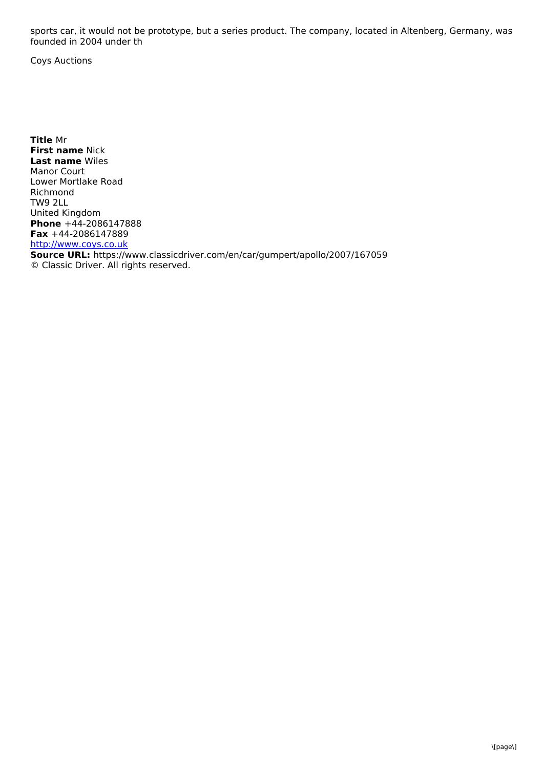sports car, it would not be prototype, but a series product. The company, located in Altenberg, Germany, was founded in 2004 under th

Coys Auctions

**Title** Mr
**First name** Nick
**Last name** Wiles
Manor Court
Lower Mortlake Road
Richmond
TW9 2LL
United Kingdom
**Phone** +44-2086147888
**Fax** +44-2086147889
[http://www.coys.co.uk](http://www.coys.co.uk)
**Source URL:** https://www.classicdriver.com/en/car/gumpert/apollo/2007/167059
© Classic Driver. All rights reserved.